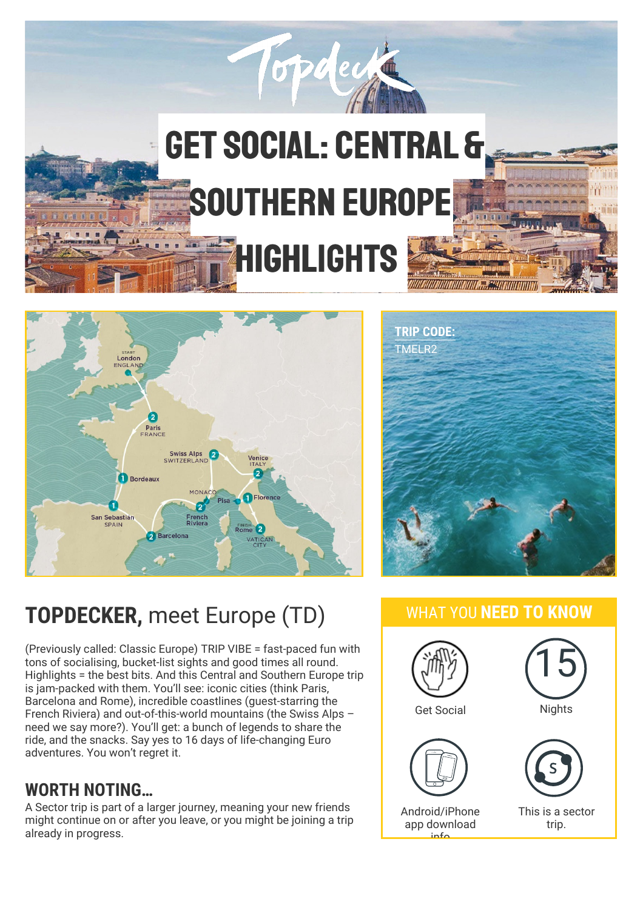# GET SOCIAL: CENTRAL & SOUTHERN EUROPE HIGHLIGHTS

**TRIP CODE:**
TMELR2

## **TOPDECKER,** meet Europe (TD)

(Previously called: Classic Europe) TRIP VIBE = fast-paced fun with tons of socialising, bucket-list sights and good times all round. Highlights = the best bits. And this Central and Southern Europe trip is jam-packed with them. You'll see: iconic cities (think Paris, Barcelona and Rome), incredible coastlines (guest-starring the French Riviera) and out-of-this-world mountains (the Swiss Alps – need we say more?). You'll get: a bunch of legends to share the ride, and the snacks. Say yes to 16 days of life-changing Euro adventures. You won't regret it.

## WORTH NOTING...

A Sector trip is part of a larger journey, meaning your new friends might continue on or after you leave, or you might be joining a trip already in progress.

## WHAT YOU **NEED TO KNOW**

- Get Social
- 15 Nights
- Android/iPhone app download info
- This is a sector trip.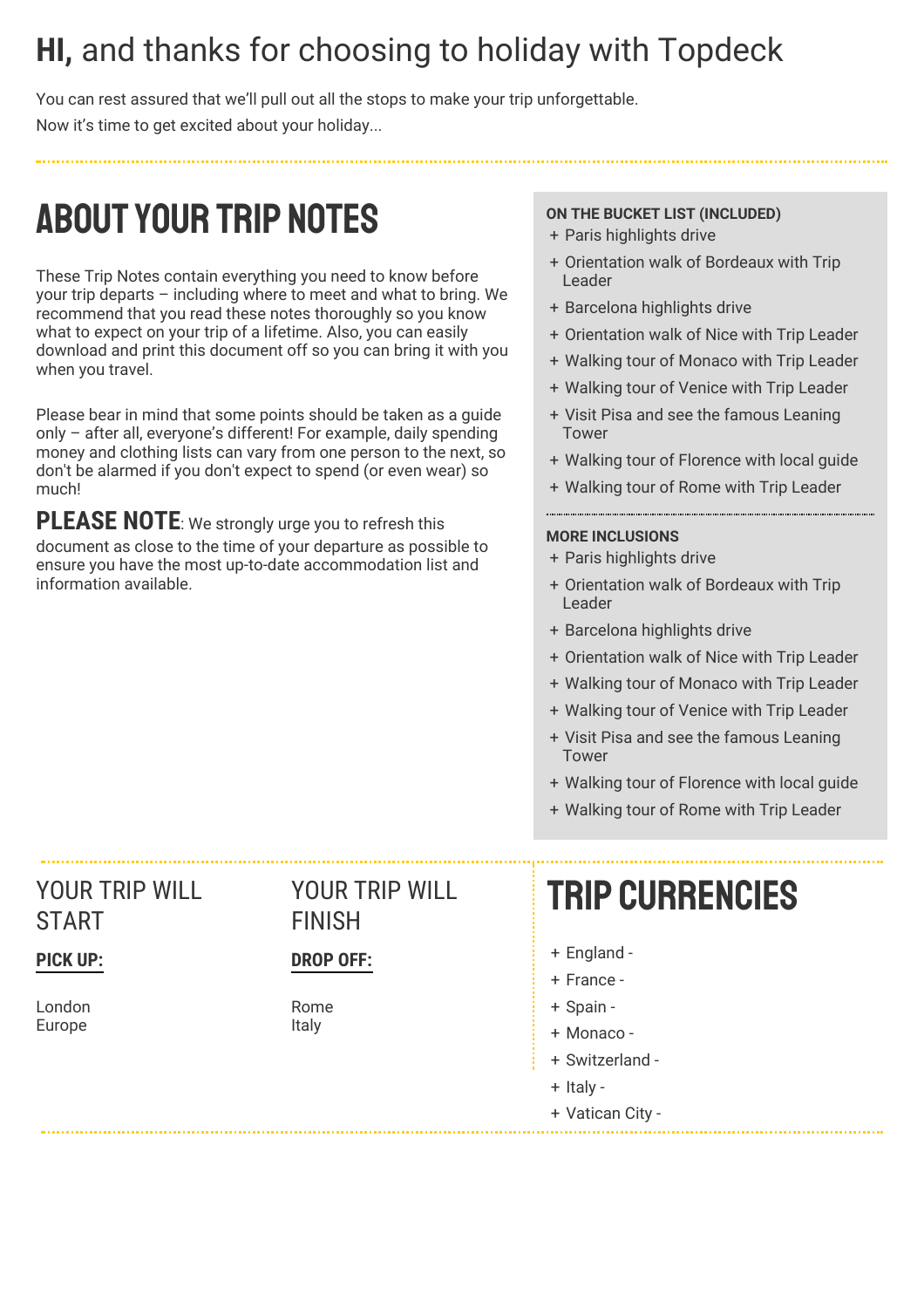# **HI,** and thanks for choosing to holiday with Topdeck

You can rest assured that we'll pull out all the stops to make your trip unforgettable.

Now it's time to get excited about your holiday...

## ABOUT YOUR TRIP NOTES

These Trip Notes contain everything you need to know before your trip departs – including where to meet and what to bring. We recommend that you read these notes thoroughly so you know what to expect on your trip of a lifetime. Also, you can easily download and print this document off so you can bring it with you when you travel.

Please bear in mind that some points should be taken as a guide only – after all, everyone's different! For example, daily spending money and clothing lists can vary from one person to the next, so don't be alarmed if you don't expect to spend (or even wear) so much!

**PLEASE NOTE**: We strongly urge you to refresh this document as close to the time of your departure as possible to ensure you have the most up-to-date accommodation list and information available.

**ON THE BUCKET LIST (INCLUDED)**

+ Paris highlights drive
+ Orientation walk of Bordeaux with Trip Leader
+ Barcelona highlights drive
+ Orientation walk of Nice with Trip Leader
+ Walking tour of Monaco with Trip Leader
+ Walking tour of Venice with Trip Leader
+ Visit Pisa and see the famous Leaning Tower
+ Walking tour of Florence with local guide
+ Walking tour of Rome with Trip Leader

**MORE INCLUSIONS**

+ Paris highlights drive
+ Orientation walk of Bordeaux with Trip Leader
+ Barcelona highlights drive
+ Orientation walk of Nice with Trip Leader
+ Walking tour of Monaco with Trip Leader
+ Walking tour of Venice with Trip Leader
+ Visit Pisa and see the famous Leaning Tower
+ Walking tour of Florence with local guide
+ Walking tour of Rome with Trip Leader

### YOUR TRIP WILL START

**PICK UP:**

London
Europe

### YOUR TRIP WILL FINISH

**DROP OFF:**

Rome
Italy

## TRIP CURRENCIES

+ England -
+ France -
+ Spain -
+ Monaco -
+ Switzerland -
+ Italy -
+ Vatican City -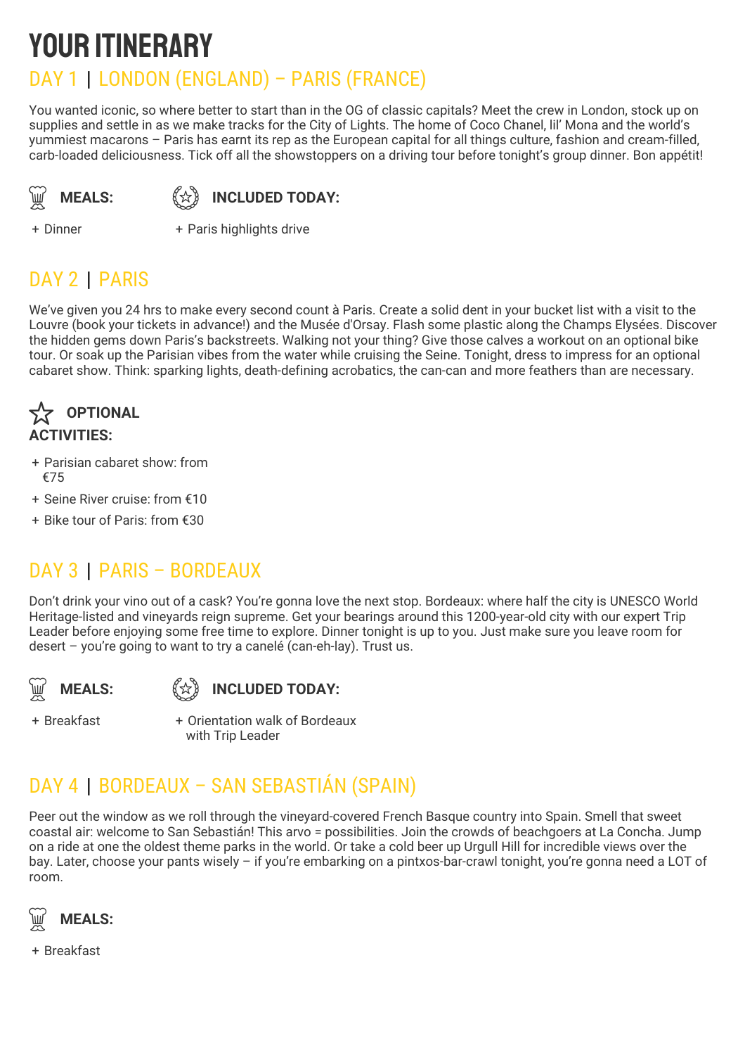# YOUR ITINERARY

## DAY 1 | LONDON (ENGLAND) – PARIS (FRANCE)

You wanted iconic, so where better to start than in the OG of classic capitals? Meet the crew in London, stock up on supplies and settle in as we make tracks for the City of Lights. The home of Coco Chanel, lil' Mona and the world's yummiest macarons – Paris has earnt its rep as the European capital for all things culture, fashion and cream-filled, carb-loaded deliciousness. Tick off all the showstoppers on a driving tour before tonight's group dinner. Bon appétit!

**MEALS:**

+ Dinner

**INCLUDED TODAY:**

+ Paris highlights drive

## DAY 2 | PARIS

We've given you 24 hrs to make every second count à Paris. Create a solid dent in your bucket list with a visit to the Louvre (book your tickets in advance!) and the Musée d'Orsay. Flash some plastic along the Champs Elysées. Discover the hidden gems down Paris's backstreets. Walking not your thing? Give those calves a workout on an optional bike tour. Or soak up the Parisian vibes from the water while cruising the Seine. Tonight, dress to impress for an optional cabaret show. Think: sparking lights, death-defining acrobatics, the can-can and more feathers than are necessary.

**OPTIONAL ACTIVITIES:**

+ Parisian cabaret show: from €75
+ Seine River cruise: from €10
+ Bike tour of Paris: from €30

## DAY 3 | PARIS – BORDEAUX

Don't drink your vino out of a cask? You're gonna love the next stop. Bordeaux: where half the city is UNESCO World Heritage-listed and vineyards reign supreme. Get your bearings around this 1200-year-old city with our expert Trip Leader before enjoying some free time to explore. Dinner tonight is up to you. Just make sure you leave room for desert – you're going to want to try a canelé (can-eh-lay). Trust us.

**MEALS:**

+ Breakfast

**INCLUDED TODAY:**

+ Orientation walk of Bordeaux with Trip Leader

## DAY 4 | BORDEAUX – SAN SEBASTIÁN (SPAIN)

Peer out the window as we roll through the vineyard-covered French Basque country into Spain. Smell that sweet coastal air: welcome to San Sebastián! This arvo = possibilities. Join the crowds of beachgoers at La Concha. Jump on a ride at one the oldest theme parks in the world. Or take a cold beer up Urgull Hill for incredible views over the bay. Later, choose your pants wisely – if you're embarking on a pintxos-bar-crawl tonight, you're gonna need a LOT of room.

**MEALS:**

+ Breakfast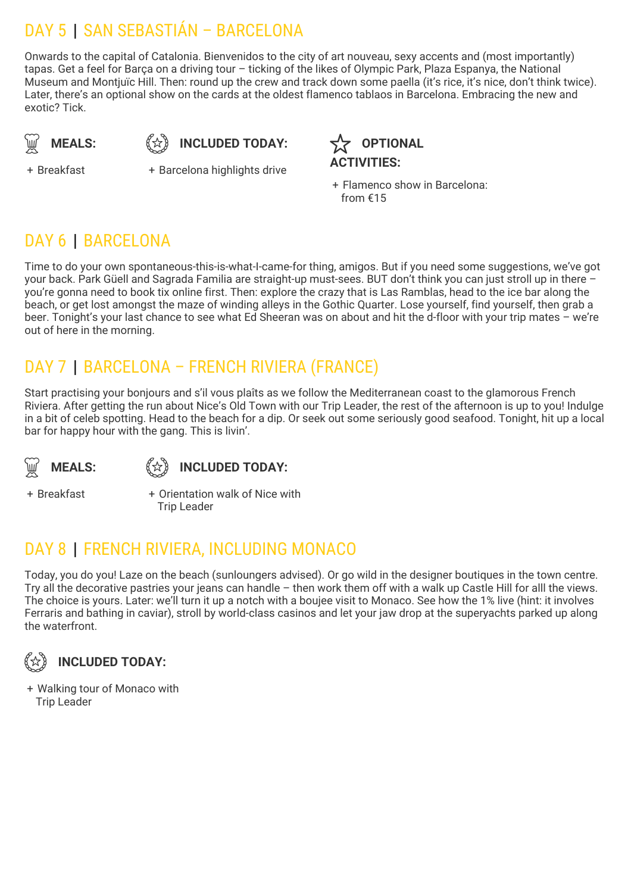## DAY 5 | SAN SEBASTIÁN – BARCELONA

Onwards to the capital of Catalonia. Bienvenidos to the city of art nouveau, sexy accents and (most importantly) tapas. Get a feel for Barça on a driving tour – ticking of the likes of Olympic Park, Plaza Espanya, the National Museum and Montjuïc Hill. Then: round up the crew and track down some paella (it's rice, it's nice, don't think twice). Later, there's an optional show on the cards at the oldest flamenco tablaos in Barcelona. Embracing the new and exotic? Tick.

**MEALS:**

+ Breakfast

**INCLUDED TODAY:**

+ Barcelona highlights drive

**OPTIONAL ACTIVITIES:**

+ Flamenco show in Barcelona: from €15

## DAY 6 | BARCELONA

Time to do your own spontaneous-this-is-what-I-came-for thing, amigos. But if you need some suggestions, we've got your back. Park Güell and Sagrada Familia are straight-up must-sees. BUT don't think you can just stroll up in there – you're gonna need to book tix online first. Then: explore the crazy that is Las Ramblas, head to the ice bar along the beach, or get lost amongst the maze of winding alleys in the Gothic Quarter. Lose yourself, find yourself, then grab a beer. Tonight's your last chance to see what Ed Sheeran was on about and hit the d-floor with your trip mates – we're out of here in the morning.

## DAY 7 | BARCELONA – FRENCH RIVIERA (FRANCE)

Start practising your bonjours and s'il vous plaîts as we follow the Mediterranean coast to the glamorous French Riviera. After getting the run about Nice's Old Town with our Trip Leader, the rest of the afternoon is up to you! Indulge in a bit of celeb spotting. Head to the beach for a dip. Or seek out some seriously good seafood. Tonight, hit up a local bar for happy hour with the gang. This is livin'.

**MEALS:**

+ Breakfast

**INCLUDED TODAY:**

+ Orientation walk of Nice with Trip Leader

## DAY 8 | FRENCH RIVIERA, INCLUDING MONACO

Today, you do you! Laze on the beach (sunloungers advised). Or go wild in the designer boutiques in the town centre. Try all the decorative pastries your jeans can handle – then work them off with a walk up Castle Hill for alll the views. The choice is yours. Later: we'll turn it up a notch with a boujee visit to Monaco. See how the 1% live (hint: it involves Ferraris and bathing in caviar), stroll by world-class casinos and let your jaw drop at the superyachts parked up along the waterfront.

**INCLUDED TODAY:**

+ Walking tour of Monaco with Trip Leader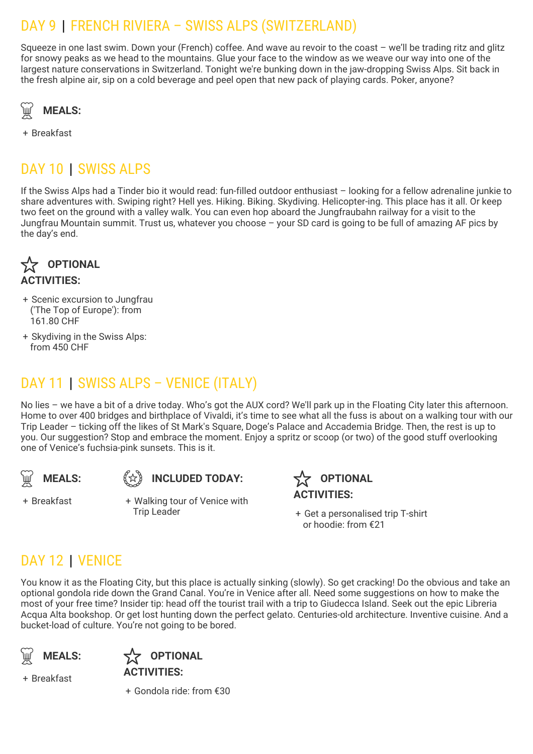## DAY 9 | FRENCH RIVIERA – SWISS ALPS (SWITZERLAND)

Squeeze in one last swim. Down your (French) coffee. And wave au revoir to the coast – we'll be trading ritz and glitz for snowy peaks as we head to the mountains. Glue your face to the window as we weave our way into one of the largest nature conservations in Switzerland. Tonight we're bunking down in the jaw-dropping Swiss Alps. Sit back in the fresh alpine air, sip on a cold beverage and peel open that new pack of playing cards. Poker, anyone?

**MEALS:**

+ Breakfast

## DAY 10 | SWISS ALPS

If the Swiss Alps had a Tinder bio it would read: fun-filled outdoor enthusiast – looking for a fellow adrenaline junkie to share adventures with. Swiping right? Hell yes. Hiking. Biking. Skydiving. Helicopter-ing. This place has it all. Or keep two feet on the ground with a valley walk. You can even hop aboard the Jungfraubahn railway for a visit to the Jungfrau Mountain summit. Trust us, whatever you choose – your SD card is going to be full of amazing AF pics by the day's end.

**OPTIONAL ACTIVITIES:**

+ Scenic excursion to Jungfrau ('The Top of Europe'): from 161.80 CHF
+ Skydiving in the Swiss Alps: from 450 CHF

## DAY 11 | SWISS ALPS – VENICE (ITALY)

No lies – we have a bit of a drive today. Who's got the AUX cord? We'll park up in the Floating City later this afternoon. Home to over 400 bridges and birthplace of Vivaldi, it's time to see what all the fuss is about on a walking tour with our Trip Leader – ticking off the likes of St Mark's Square, Doge's Palace and Accademia Bridge. Then, the rest is up to you. Our suggestion? Stop and embrace the moment. Enjoy a spritz or scoop (or two) of the good stuff overlooking one of Venice's fuchsia-pink sunsets. This is it.

**MEALS:**

+ Breakfast

**INCLUDED TODAY:**

+ Walking tour of Venice with Trip Leader

**OPTIONAL ACTIVITIES:**

+ Get a personalised trip T-shirt or hoodie: from €21

## DAY 12 | VENICE

You know it as the Floating City, but this place is actually sinking (slowly). So get cracking! Do the obvious and take an optional gondola ride down the Grand Canal. You're in Venice after all. Need some suggestions on how to make the most of your free time? Insider tip: head off the tourist trail with a trip to Giudecca Island. Seek out the epic Libreria Acqua Alta bookshop. Or get lost hunting down the perfect gelato. Centuries-old architecture. Inventive cuisine. And a bucket-load of culture. You're not going to be bored.

**MEALS:**

+ Breakfast

**OPTIONAL ACTIVITIES:**

+ Gondola ride: from €30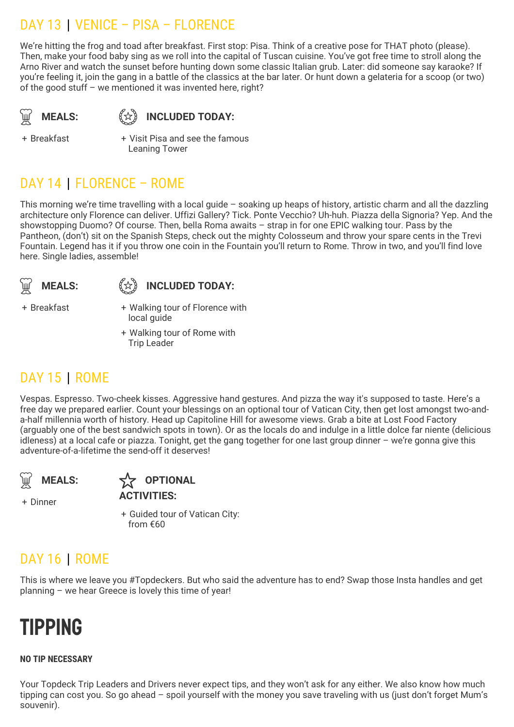## DAY 13 | VENICE – PISA – FLORENCE

We're hitting the frog and toad after breakfast. First stop: Pisa. Think of a creative pose for THAT photo (please). Then, make your food baby sing as we roll into the capital of Tuscan cuisine. You've got free time to stroll along the Arno River and watch the sunset before hunting down some classic Italian grub. Later: did someone say karaoke? If you're feeling it, join the gang in a battle of the classics at the bar later. Or hunt down a gelateria for a scoop (or two) of the good stuff – we mentioned it was invented here, right?

**MEALS:**

+ Breakfast

**INCLUDED TODAY:**

+ Visit Pisa and see the famous Leaning Tower

## DAY 14 | FLORENCE – ROME

This morning we're time travelling with a local guide – soaking up heaps of history, artistic charm and all the dazzling architecture only Florence can deliver. Uffizi Gallery? Tick. Ponte Vecchio? Uh-huh. Piazza della Signoria? Yep. And the showstopping Duomo? Of course. Then, bella Roma awaits – strap in for one EPIC walking tour. Pass by the Pantheon, (don't) sit on the Spanish Steps, check out the mighty Colosseum and throw your spare cents in the Trevi Fountain. Legend has it if you throw one coin in the Fountain you'll return to Rome. Throw in two, and you'll find love here. Single ladies, assemble!

**MEALS:**

+ Breakfast

**INCLUDED TODAY:**

+ Walking tour of Florence with local guide
+ Walking tour of Rome with Trip Leader

## DAY 15 | ROME

Vespas. Espresso. Two-cheek kisses. Aggressive hand gestures. And pizza the way it's supposed to taste. Here's a free day we prepared earlier. Count your blessings on an optional tour of Vatican City, then get lost amongst two-and-a-half millennia worth of history. Head up Capitoline Hill for awesome views. Grab a bite at Lost Food Factory (arguably one of the best sandwich spots in town). Or as the locals do and indulge in a little dolce far niente (delicious idleness) at a local cafe or piazza. Tonight, get the gang together for one last group dinner – we're gonna give this adventure-of-a-lifetime the send-off it deserves!

**MEALS:**

+ Dinner

**OPTIONAL ACTIVITIES:**

+ Guided tour of Vatican City: from €60

## DAY 16 | ROME

This is where we leave you #Topdeckers. But who said the adventure has to end? Swap those Insta handles and get planning – we hear Greece is lovely this time of year!

# TIPPING

**NO TIP NECESSARY**

Your Topdeck Trip Leaders and Drivers never expect tips, and they won't ask for any either. We also know how much tipping can cost you. So go ahead – spoil yourself with the money you save traveling with us (just don't forget Mum's souvenir).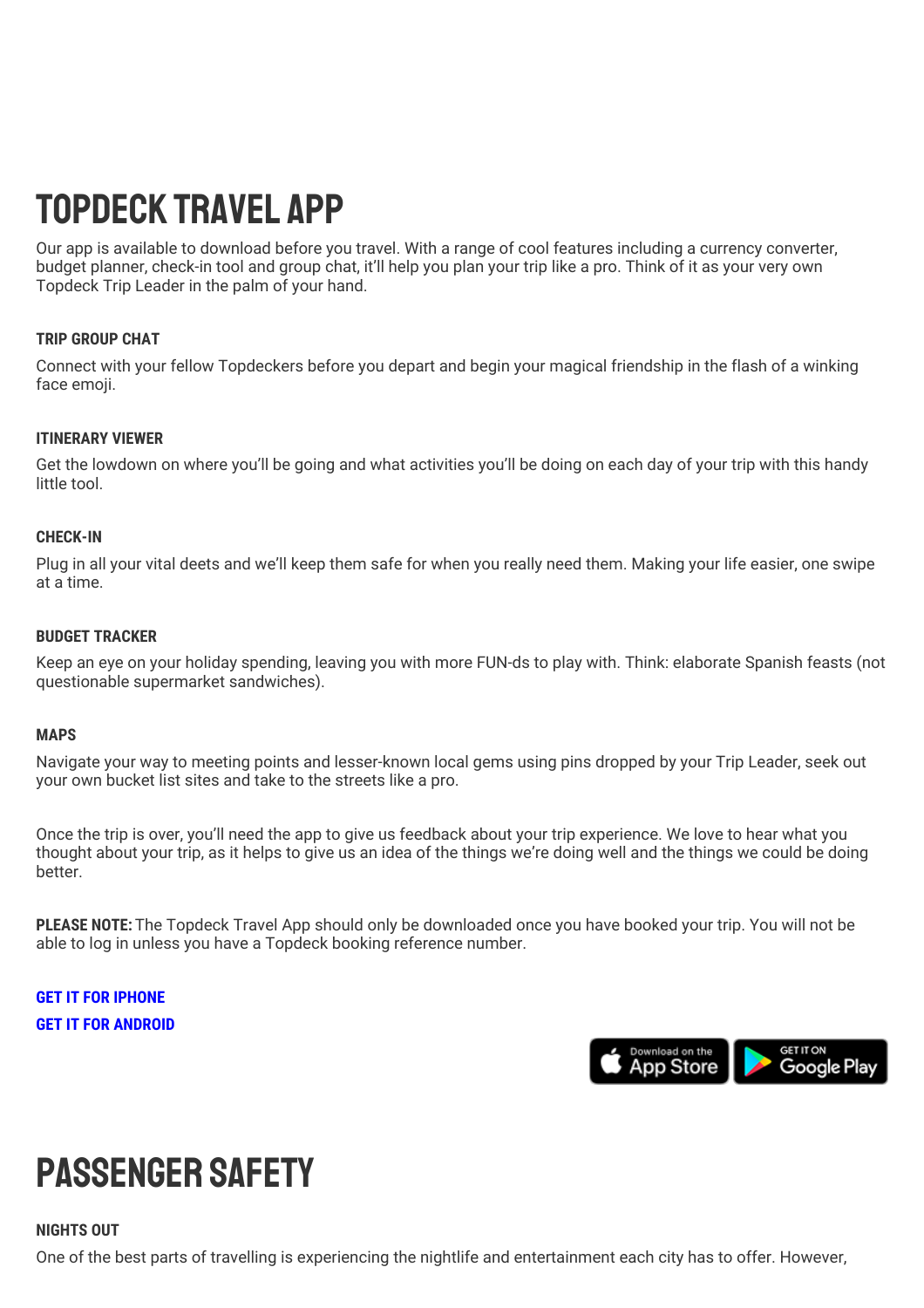# TOPDECK TRAVEL APP

Our app is available to download before you travel. With a range of cool features including a currency converter, budget planner, check-in tool and group chat, it'll help you plan your trip like a pro. Think of it as your very own Topdeck Trip Leader in the palm of your hand.

### TRIP GROUP CHAT

Connect with your fellow Topdeckers before you depart and begin your magical friendship in the flash of a winking face emoji.

### ITINERARY VIEWER

Get the lowdown on where you'll be going and what activities you'll be doing on each day of your trip with this handy little tool.

### CHECK-IN

Plug in all your vital deets and we'll keep them safe for when you really need them. Making your life easier, one swipe at a time.

### BUDGET TRACKER

Keep an eye on your holiday spending, leaving you with more FUN-ds to play with. Think: elaborate Spanish feasts (not questionable supermarket sandwiches).

### MAPS

Navigate your way to meeting points and lesser-known local gems using pins dropped by your Trip Leader, seek out your own bucket list sites and take to the streets like a pro.

Once the trip is over, you'll need the app to give us feedback about your trip experience. We love to hear what you thought about your trip, as it helps to give us an idea of the things we're doing well and the things we could be doing better.

**PLEASE NOTE:** The Topdeck Travel App should only be downloaded once you have booked your trip. You will not be able to log in unless you have a Topdeck booking reference number.

**GET IT FOR IPHONE**
**GET IT FOR ANDROID**

Download on the App Store
GET IT ON Google Play

# PASSENGER SAFETY

### NIGHTS OUT

One of the best parts of travelling is experiencing the nightlife and entertainment each city has to offer. However,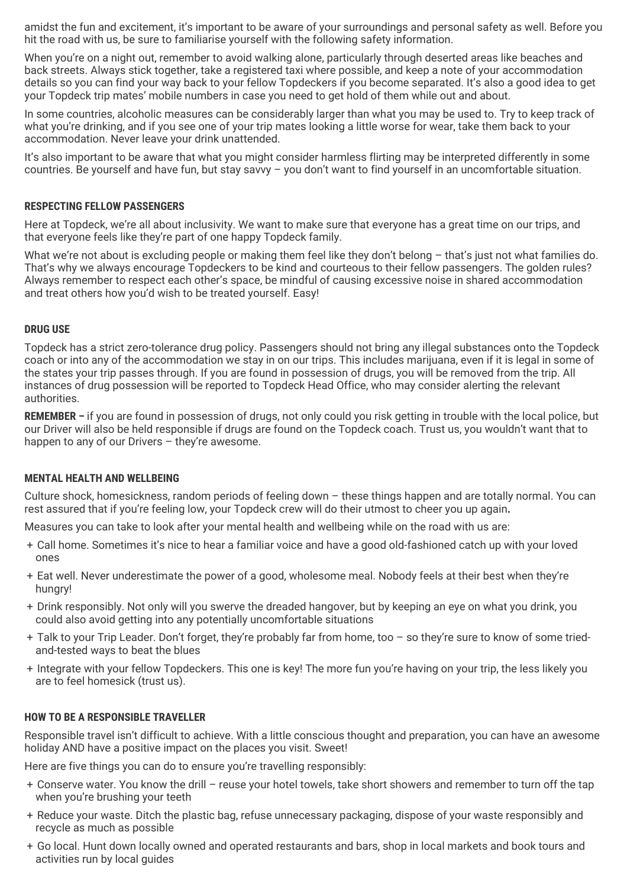amidst the fun and excitement, it's important to be aware of your surroundings and personal safety as well. Before you hit the road with us, be sure to familiarise yourself with the following safety information.

When you're on a night out, remember to avoid walking alone, particularly through deserted areas like beaches and back streets. Always stick together, take a registered taxi where possible, and keep a note of your accommodation details so you can find your way back to your fellow Topdeckers if you become separated. It's also a good idea to get your Topdeck trip mates' mobile numbers in case you need to get hold of them while out and about.

In some countries, alcoholic measures can be considerably larger than what you may be used to. Try to keep track of what you're drinking, and if you see one of your trip mates looking a little worse for wear, take them back to your accommodation. Never leave your drink unattended.

It's also important to be aware that what you might consider harmless flirting may be interpreted differently in some countries. Be yourself and have fun, but stay savvy – you don't want to find yourself in an uncomfortable situation.

## RESPECTING FELLOW PASSENGERS

Here at Topdeck, we're all about inclusivity. We want to make sure that everyone has a great time on our trips, and that everyone feels like they're part of one happy Topdeck family.

What we're not about is excluding people or making them feel like they don't belong – that's just not what families do. That's why we always encourage Topdeckers to be kind and courteous to their fellow passengers. The golden rules? Always remember to respect each other's space, be mindful of causing excessive noise in shared accommodation and treat others how you'd wish to be treated yourself. Easy!

## DRUG USE

Topdeck has a strict zero-tolerance drug policy. Passengers should not bring any illegal substances onto the Topdeck coach or into any of the accommodation we stay in on our trips. This includes marijuana, even if it is legal in some of the states your trip passes through. If you are found in possession of drugs, you will be removed from the trip. All instances of drug possession will be reported to Topdeck Head Office, who may consider alerting the relevant authorities.

**REMEMBER –** if you are found in possession of drugs, not only could you risk getting in trouble with the local police, but our Driver will also be held responsible if drugs are found on the Topdeck coach. Trust us, you wouldn't want that to happen to any of our Drivers – they're awesome.

## MENTAL HEALTH AND WELLBEING

Culture shock, homesickness, random periods of feeling down – these things happen and are totally normal. You can rest assured that if you're feeling low, your Topdeck crew will do their utmost to cheer you up again.

Measures you can take to look after your mental health and wellbeing while on the road with us are:

+ Call home. Sometimes it's nice to hear a familiar voice and have a good old-fashioned catch up with your loved ones
+ Eat well. Never underestimate the power of a good, wholesome meal. Nobody feels at their best when they're hungry!
+ Drink responsibly. Not only will you swerve the dreaded hangover, but by keeping an eye on what you drink, you could also avoid getting into any potentially uncomfortable situations
+ Talk to your Trip Leader. Don't forget, they're probably far from home, too – so they're sure to know of some tried-and-tested ways to beat the blues
+ Integrate with your fellow Topdeckers. This one is key! The more fun you're having on your trip, the less likely you are to feel homesick (trust us).

## HOW TO BE A RESPONSIBLE TRAVELLER

Responsible travel isn't difficult to achieve. With a little conscious thought and preparation, you can have an awesome holiday AND have a positive impact on the places you visit. Sweet!

Here are five things you can do to ensure you're travelling responsibly:

+ Conserve water. You know the drill – reuse your hotel towels, take short showers and remember to turn off the tap when you're brushing your teeth
+ Reduce your waste. Ditch the plastic bag, refuse unnecessary packaging, dispose of your waste responsibly and recycle as much as possible
+ Go local. Hunt down locally owned and operated restaurants and bars, shop in local markets and book tours and activities run by local guides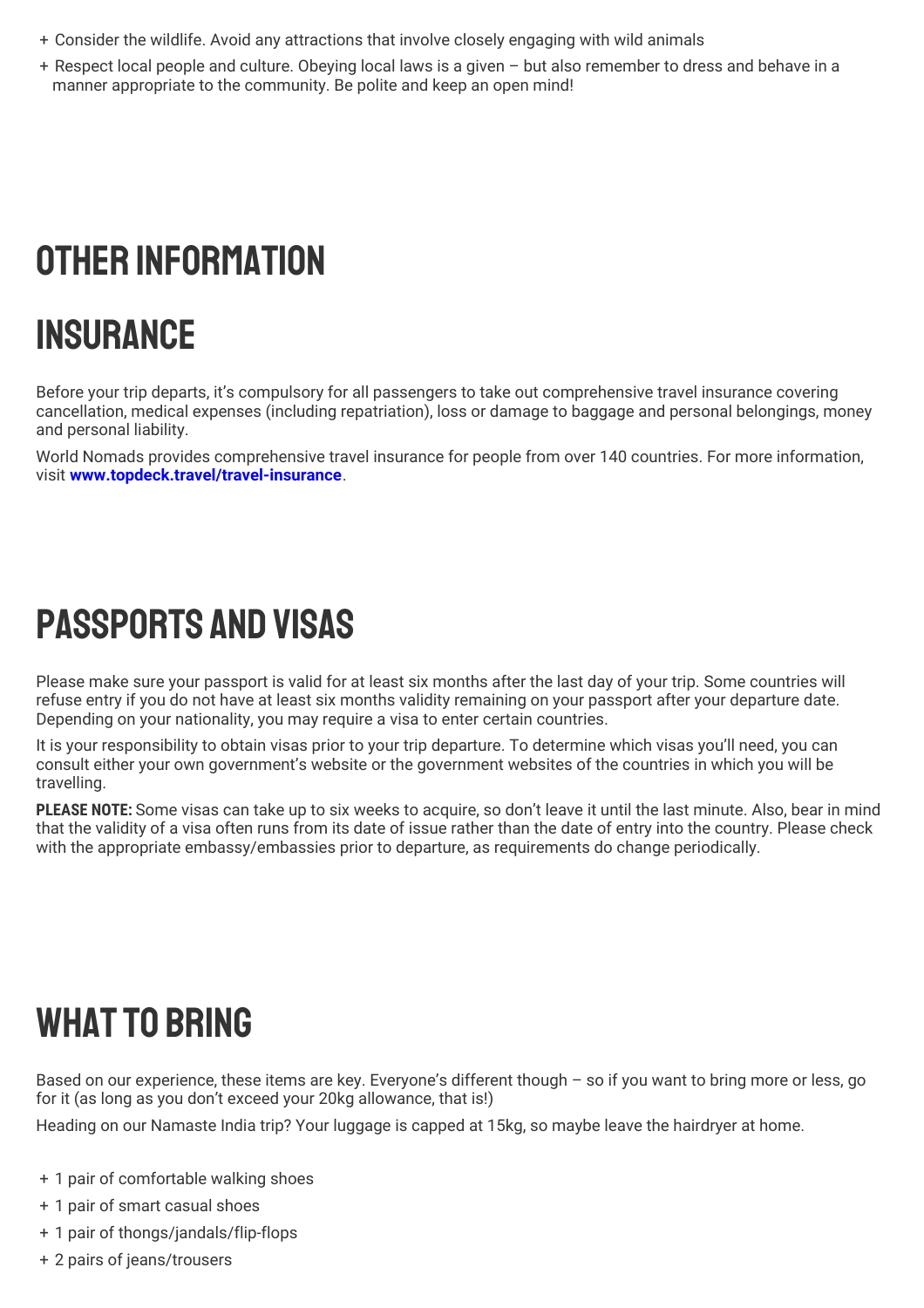- Consider the wildlife. Avoid any attractions that involve closely engaging with wild animals
- Respect local people and culture. Obeying local laws is a given – but also remember to dress and behave in a manner appropriate to the community. Be polite and keep an open mind!

# OTHER INFORMATION

## INSURANCE

Before your trip departs, it's compulsory for all passengers to take out comprehensive travel insurance covering cancellation, medical expenses (including repatriation), loss or damage to baggage and personal belongings, money and personal liability.

World Nomads provides comprehensive travel insurance for people from over 140 countries. For more information, visit **www.topdeck.travel/travel-insurance**.

## PASSPORTS AND VISAS

Please make sure your passport is valid for at least six months after the last day of your trip. Some countries will refuse entry if you do not have at least six months validity remaining on your passport after your departure date. Depending on your nationality, you may require a visa to enter certain countries.

It is your responsibility to obtain visas prior to your trip departure. To determine which visas you'll need, you can consult either your own government's website or the government websites of the countries in which you will be travelling.

**PLEASE NOTE:** Some visas can take up to six weeks to acquire, so don't leave it until the last minute. Also, bear in mind that the validity of a visa often runs from its date of issue rather than the date of entry into the country. Please check with the appropriate embassy/embassies prior to departure, as requirements do change periodically.

## WHAT TO BRING

Based on our experience, these items are key. Everyone's different though – so if you want to bring more or less, go for it (as long as you don't exceed your 20kg allowance, that is!)

Heading on our Namaste India trip? Your luggage is capped at 15kg, so maybe leave the hairdryer at home.

- 1 pair of comfortable walking shoes
- 1 pair of smart casual shoes
- 1 pair of thongs/jandals/flip-flops
- 2 pairs of jeans/trousers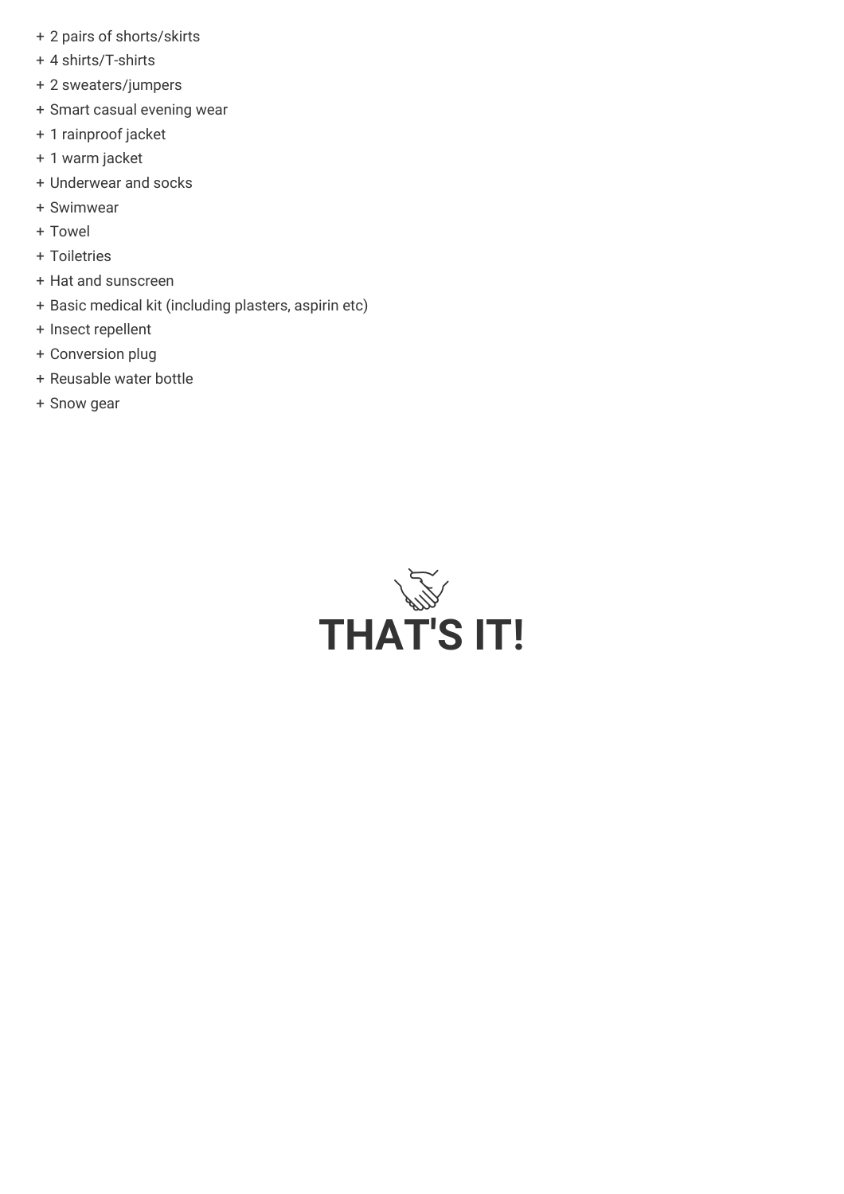+ 2 pairs of shorts/skirts
+ 4 shirts/T-shirts
+ 2 sweaters/jumpers
+ Smart casual evening wear
+ 1 rainproof jacket
+ 1 warm jacket
+ Underwear and socks
+ Swimwear
+ Towel
+ Toiletries
+ Hat and sunscreen
+ Basic medical kit (including plasters, aspirin etc)
+ Insect repellent
+ Conversion plug
+ Reusable water bottle
+ Snow gear

# THAT'S IT!